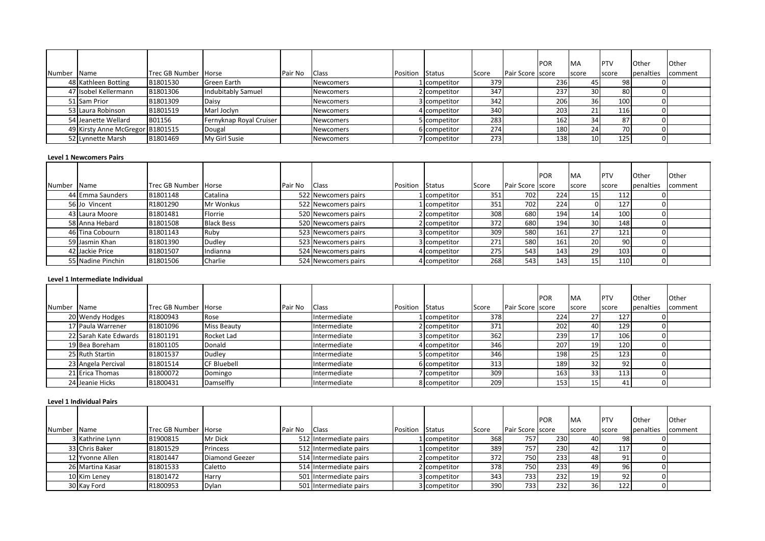| Number | Name | Trec GB Number | Horse | Pair No | Class | Position | Status | Score | Pair Score | POR score | MA score | PTV score | Other penalties | Other comment |
|---|---|---|---|---|---|---|---|---|---|---|---|---|---|---|
| 48 | Kathleen Botting | B1801530 | Green Earth | | Newcomers | 1 | competitor | 379 | | 236 | 45 | 98 | 0 | |
| 47 | Isobel Kellermann | B1801306 | Indubitably Samuel | | Newcomers | 2 | competitor | 347 | | 237 | 30 | 80 | 0 | |
| 51 | Sam Prior | B1801309 | Daisy | | Newcomers | 3 | competitor | 342 | | 206 | 36 | 100 | 0 | |
| 53 | Laura Robinson | B1801519 | Marl Joclyn | | Newcomers | 4 | competitor | 340 | | 203 | 21 | 116 | 0 | |
| 54 | Jeanette Wellard | B01156 | Fernyknap Royal Cruiser | | Newcomers | 5 | competitor | 283 | | 162 | 34 | 87 | 0 | |
| 49 | Kirsty Anne McGregor | B1801515 | Dougal | | Newcomers | 6 | competitor | 274 | | 180 | 24 | 70 | 0 | |
| 52 | Lynnette Marsh | B1801469 | My Girl Susie | | Newcomers | 7 | competitor | 273 | | 138 | 10 | 125 | 0 | |

**Level 1 Newcomers Pairs**

| Number | Name | Trec GB Number | Horse | Pair No | Class | Position | Status | Score | Pair Score | POR score | MA score | PTV score | Other penalties | Other comment |
|---|---|---|---|---|---|---|---|---|---|---|---|---|---|---|
| 44 | Emma Saunders | B1801148 | Catalina | 522 | Newcomers pairs | 1 | competitor | 351 | 702 | 224 | 15 | 112 | 0 | |
| 56 | Jo Vincent | R1801290 | Mr Wonkus | 522 | Newcomers pairs | 1 | competitor | 351 | 702 | 224 | 0 | 127 | 0 | |
| 43 | Laura Moore | B1801481 | Florrie | 520 | Newcomers pairs | 2 | competitor | 308 | 680 | 194 | 14 | 100 | 0 | |
| 58 | Anna Hebard | B1801508 | Black Bess | 520 | Newcomers pairs | 2 | competitor | 372 | 680 | 194 | 30 | 148 | 0 | |
| 46 | Tina Cobourn | B1801143 | Ruby | 523 | Newcomers pairs | 3 | competitor | 309 | 580 | 161 | 27 | 121 | 0 | |
| 59 | Jasmin Khan | B1801390 | Dudley | 523 | Newcomers pairs | 3 | competitor | 271 | 580 | 161 | 20 | 90 | 0 | |
| 42 | Jackie Price | B1801507 | Indianna | 524 | Newcomers pairs | 4 | competitor | 275 | 543 | 143 | 29 | 103 | 0 | |
| 55 | Nadine Pinchin | B1801506 | Charlie | 524 | Newcomers pairs | 4 | competitor | 268 | 543 | 143 | 15 | 110 | 0 | |

**Level 1 Intermediate Individual**

| Number | Name | Trec GB Number | Horse | Pair No | Class | Position | Status | Score | Pair Score | POR score | MA score | PTV score | Other penalties | Other comment |
|---|---|---|---|---|---|---|---|---|---|---|---|---|---|---|
| 20 | Wendy Hodges | R1800943 | Rose | | Intermediate | 1 | competitor | 378 | | 224 | 27 | 127 | 0 | |
| 17 | Paula Warrener | B1801096 | Miss Beauty | | Intermediate | 2 | competitor | 371 | | 202 | 40 | 129 | 0 | |
| 22 | Sarah Kate Edwards | B1801191 | Rocket Lad | | Intermediate | 3 | competitor | 362 | | 239 | 17 | 106 | 0 | |
| 19 | Bea Boreham | B1801105 | Donald | | Intermediate | 4 | competitor | 346 | | 207 | 19 | 120 | 0 | |
| 25 | Ruth Startin | B1801537 | Dudley | | Intermediate | 5 | competitor | 346 | | 198 | 25 | 123 | 0 | |
| 23 | Angela Percival | B1801514 | CF Bluebell | | Intermediate | 6 | competitor | 313 | | 189 | 32 | 92 | 0 | |
| 21 | Erica Thomas | B1800072 | Domingo | | Intermediate | 7 | competitor | 309 | | 163 | 33 | 113 | 0 | |
| 24 | Jeanie Hicks | B1800431 | Damselfly | | Intermediate | 8 | competitor | 209 | | 153 | 15 | 41 | 0 | |

**Level 1 Individual Pairs**

| Number | Name | Trec GB Number | Horse | Pair No | Class | Position | Status | Score | Pair Score | POR score | MA score | PTV score | Other penalties | Other comment |
|---|---|---|---|---|---|---|---|---|---|---|---|---|---|---|
| 3 | Kathrine Lynn | B1900815 | Mr Dick | 512 | Intermediate pairs | 1 | competitor | 368 | 757 | 230 | 40 | 98 | 0 | |
| 33 | Chris Baker | B1801529 | Princess | 512 | Intermediate pairs | 1 | competitor | 389 | 757 | 230 | 42 | 117 | 0 | |
| 12 | Yvonne Allen | R1801447 | Diamond Geezer | 514 | Intermediate pairs | 2 | competitor | 372 | 750 | 233 | 48 | 91 | 0 | |
| 26 | Martina Kasar | B1801533 | Caletto | 514 | Intermediate pairs | 2 | competitor | 378 | 750 | 233 | 49 | 96 | 0 | |
| 10 | Kim Leney | B1801472 | Harry | 501 | Intermediate pairs | 3 | competitor | 343 | 733 | 232 | 19 | 92 | 0 | |
| 30 | Kay Ford | R1800953 | Dylan | 501 | Intermediate pairs | 3 | competitor | 390 | 733 | 232 | 36 | 122 | 0 | |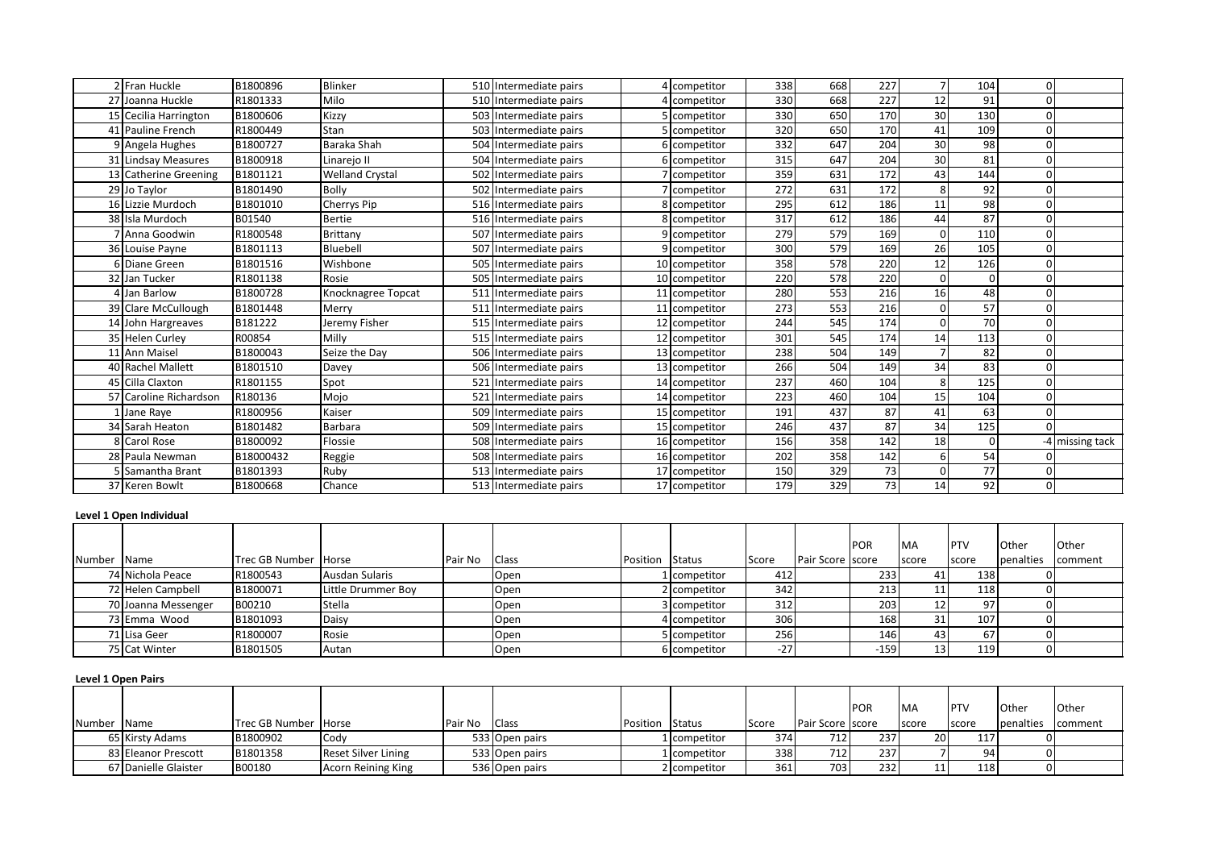| | | | | | | | | | | | | | |
|---|---|---|---|---|---|---|---|---|---|---|---|---|---|
| 2 | Fran Huckle | B1800896 | Blinker | 510 | Intermediate pairs | 4 | competitor | 338 | 668 | 227 | 7 | 104 | 0 | |
| 27 | Joanna Huckle | R1801333 | Milo | 510 | Intermediate pairs | 4 | competitor | 330 | 668 | 227 | 12 | 91 | 0 | |
| 15 | Cecilia Harrington | B1800606 | Kizzy | 503 | Intermediate pairs | 5 | competitor | 330 | 650 | 170 | 30 | 130 | 0 | |
| 41 | Pauline French | R1800449 | Stan | 503 | Intermediate pairs | 5 | competitor | 320 | 650 | 170 | 41 | 109 | 0 | |
| 9 | Angela Hughes | B1800727 | Baraka Shah | 504 | Intermediate pairs | 6 | competitor | 332 | 647 | 204 | 30 | 98 | 0 | |
| 31 | Lindsay Measures | B1800918 | Linarejo II | 504 | Intermediate pairs | 6 | competitor | 315 | 647 | 204 | 30 | 81 | 0 | |
| 13 | Catherine Greening | B1801121 | Welland Crystal | 502 | Intermediate pairs | 7 | competitor | 359 | 631 | 172 | 43 | 144 | 0 | |
| 29 | Jo Taylor | B1801490 | Bolly | 502 | Intermediate pairs | 7 | competitor | 272 | 631 | 172 | 8 | 92 | 0 | |
| 16 | Lizzie Murdoch | B1801010 | Cherrys Pip | 516 | Intermediate pairs | 8 | competitor | 295 | 612 | 186 | 11 | 98 | 0 | |
| 38 | Isla Murdoch | B01540 | Bertie | 516 | Intermediate pairs | 8 | competitor | 317 | 612 | 186 | 44 | 87 | 0 | |
| 7 | Anna Goodwin | R1800548 | Brittany | 507 | Intermediate pairs | 9 | competitor | 279 | 579 | 169 | 0 | 110 | 0 | |
| 36 | Louise Payne | B1801113 | Bluebell | 507 | Intermediate pairs | 9 | competitor | 300 | 579 | 169 | 26 | 105 | 0 | |
| 6 | Diane Green | B1801516 | Wishbone | 505 | Intermediate pairs | 10 | competitor | 358 | 578 | 220 | 12 | 126 | 0 | |
| 32 | Jan Tucker | R1801138 | Rosie | 505 | Intermediate pairs | 10 | competitor | 220 | 578 | 220 | 0 | 0 | 0 | |
| 4 | Jan Barlow | B1800728 | Knocknagree Topcat | 511 | Intermediate pairs | 11 | competitor | 280 | 553 | 216 | 16 | 48 | 0 | |
| 39 | Clare McCullough | B1801448 | Merry | 511 | Intermediate pairs | 11 | competitor | 273 | 553 | 216 | 0 | 57 | 0 | |
| 14 | John Hargreaves | B181222 | Jeremy Fisher | 515 | Intermediate pairs | 12 | competitor | 244 | 545 | 174 | 0 | 70 | 0 | |
| 35 | Helen Curley | R00854 | Milly | 515 | Intermediate pairs | 12 | competitor | 301 | 545 | 174 | 14 | 113 | 0 | |
| 11 | Ann Maisel | B1800043 | Seize the Day | 506 | Intermediate pairs | 13 | competitor | 238 | 504 | 149 | 7 | 82 | 0 | |
| 40 | Rachel Mallett | B1801510 | Davey | 506 | Intermediate pairs | 13 | competitor | 266 | 504 | 149 | 34 | 83 | 0 | |
| 45 | Cilla Claxton | R1801155 | Spot | 521 | Intermediate pairs | 14 | competitor | 237 | 460 | 104 | 8 | 125 | 0 | |
| 57 | Caroline Richardson | R180136 | Mojo | 521 | Intermediate pairs | 14 | competitor | 223 | 460 | 104 | 15 | 104 | 0 | |
| 1 | Jane Raye | R1800956 | Kaiser | 509 | Intermediate pairs | 15 | competitor | 191 | 437 | 87 | 41 | 63 | 0 | |
| 34 | Sarah Heaton | B1801482 | Barbara | 509 | Intermediate pairs | 15 | competitor | 246 | 437 | 87 | 34 | 125 | 0 | |
| 8 | Carol Rose | B1800092 | Flossie | 508 | Intermediate pairs | 16 | competitor | 156 | 358 | 142 | 18 | 0 | -4 | missing tack |
| 28 | Paula Newman | B18000432 | Reggie | 508 | Intermediate pairs | 16 | competitor | 202 | 358 | 142 | 6 | 54 | 0 | |
| 5 | Samantha Brant | B1801393 | Ruby | 513 | Intermediate pairs | 17 | competitor | 150 | 329 | 73 | 0 | 77 | 0 | |
| 37 | Keren Bowlt | B1800668 | Chance | 513 | Intermediate pairs | 17 | competitor | 179 | 329 | 73 | 14 | 92 | 0 | |

**Level 1 Open Individual**

| Number | Name | Trec GB Number | Horse | Pair No | Class | Position | Status | Score | Pair Score | POR score | MA score | PTV score | Other penalties | Other comment |
|---|---|---|---|---|---|---|---|---|---|---|---|---|---|---|
| 74 | Nichola Peace | R1800543 | Ausdan Sularis | | Open | 1 | competitor | 412 | | 233 | 41 | 138 | 0 | |
| 72 | Helen Campbell | B1800071 | Little Drummer Boy | | Open | 2 | competitor | 342 | | 213 | 11 | 118 | 0 | |
| 70 | Joanna Messenger | B00210 | Stella | | Open | 3 | competitor | 312 | | 203 | 12 | 97 | 0 | |
| 73 | Emma Wood | B1801093 | Daisy | | Open | 4 | competitor | 306 | | 168 | 31 | 107 | 0 | |
| 71 | Lisa Geer | R1800007 | Rosie | | Open | 5 | competitor | 256 | | 146 | 43 | 67 | 0 | |
| 75 | Cat Winter | B1801505 | Autan | | Open | 6 | competitor | -27 | | -159 | 13 | 119 | 0 | |

**Level 1 Open Pairs**

| Number | Name | Trec GB Number | Horse | Pair No | Class | Position | Status | Score | Pair Score | POR score | MA score | PTV score | Other penalties | Other comment |
|---|---|---|---|---|---|---|---|---|---|---|---|---|---|---|
| 65 | Kirsty Adams | B1800902 | Cody | 533 | Open pairs | 1 | competitor | 374 | 712 | 237 | 20 | 117 | 0 | |
| 83 | Eleanor Prescott | B1801358 | Reset Silver Lining | 533 | Open pairs | 1 | competitor | 338 | 712 | 237 | 7 | 94 | 0 | |
| 67 | Danielle Glaister | B00180 | Acorn Reining King | 536 | Open pairs | 2 | competitor | 361 | 703 | 232 | 11 | 118 | 0 | |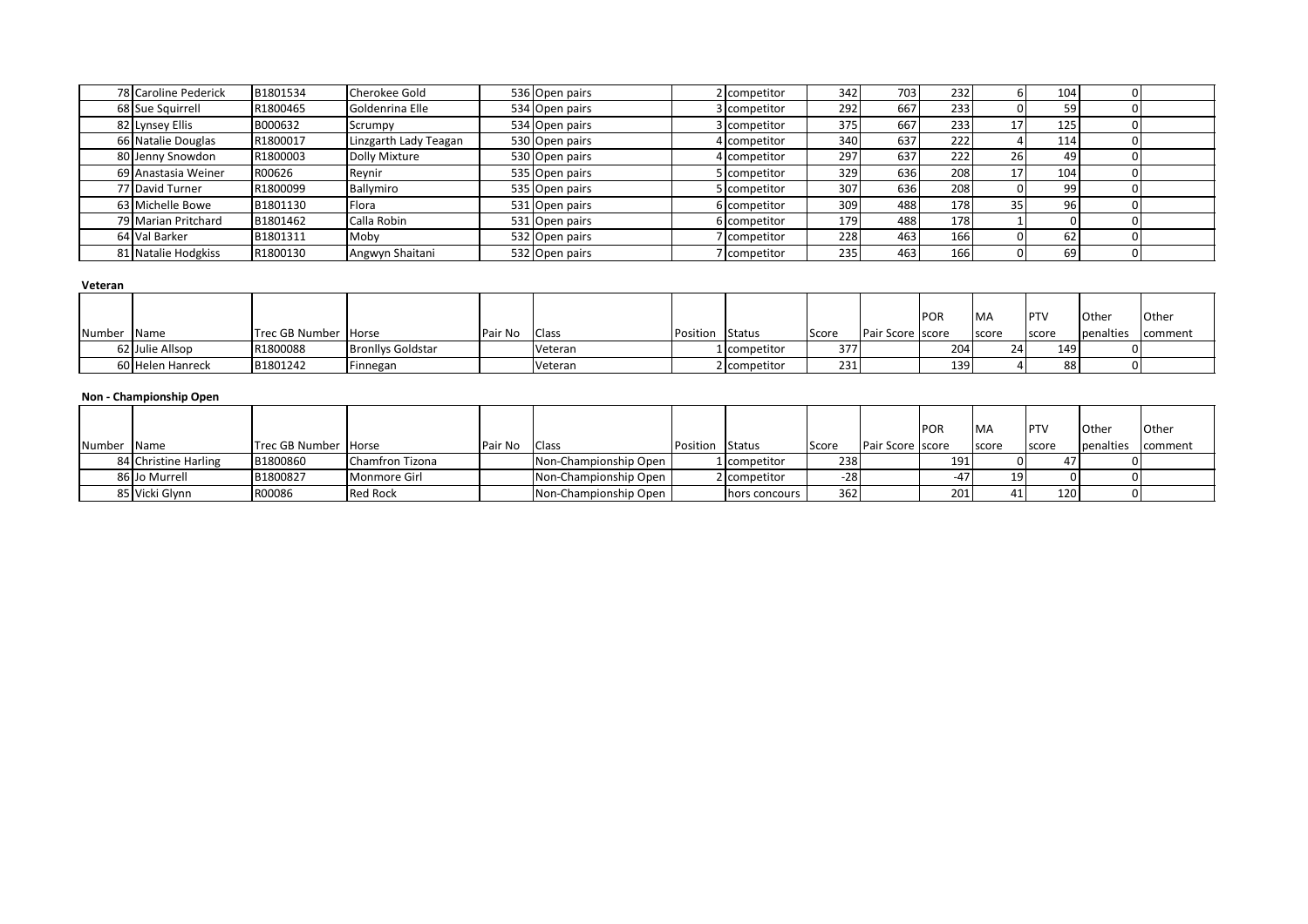| | | | | | | | | | | | | | | |
|---|---|---|---|---|---|---|---|---|---|---|---|---|---|---|
| 78 | Caroline Pederick | B1801534 | Cherokee Gold | 536 | Open pairs | 2 | competitor | 342 | 703 | 232 | 6 | 104 | 0 | |
| 68 | Sue Squirrell | R1800465 | Goldenrina Elle | 534 | Open pairs | 3 | competitor | 292 | 667 | 233 | 0 | 59 | 0 | |
| 82 | Lynsey Ellis | B000632 | Scrumpy | 534 | Open pairs | 3 | competitor | 375 | 667 | 233 | 17 | 125 | 0 | |
| 66 | Natalie Douglas | R1800017 | Linzgarth Lady Teagan | 530 | Open pairs | 4 | competitor | 340 | 637 | 222 | 4 | 114 | 0 | |
| 80 | Jenny Snowdon | R1800003 | Dolly Mixture | 530 | Open pairs | 4 | competitor | 297 | 637 | 222 | 26 | 49 | 0 | |
| 69 | Anastasia Weiner | R00626 | Reynir | 535 | Open pairs | 5 | competitor | 329 | 636 | 208 | 17 | 104 | 0 | |
| 77 | David Turner | R1800099 | Ballymiro | 535 | Open pairs | 5 | competitor | 307 | 636 | 208 | 0 | 99 | 0 | |
| 63 | Michelle Bowe | B1801130 | Flora | 531 | Open pairs | 6 | competitor | 309 | 488 | 178 | 35 | 96 | 0 | |
| 79 | Marian Pritchard | B1801462 | Calla Robin | 531 | Open pairs | 6 | competitor | 179 | 488 | 178 | 1 | 0 | 0 | |
| 64 | Val Barker | B1801311 | Moby | 532 | Open pairs | 7 | competitor | 228 | 463 | 166 | 0 | 62 | 0 | |
| 81 | Natalie Hodgkiss | R1800130 | Angwyn Shaitani | 532 | Open pairs | 7 | competitor | 235 | 463 | 166 | 0 | 69 | 0 | |

**Veteran**

| Number | Name | Trec GB Number | Horse | Pair No | Class | Position | Status | Score | Pair Score | POR score | MA score | PTV score | Other penalties | Other comment |
|---|---|---|---|---|---|---|---|---|---|---|---|---|---|---|
| 62 | Julie Allsop | R1800088 | Bronllys Goldstar | | Veteran | 1 | competitor | 377 | | 204 | 24 | 149 | 0 | |
| 60 | Helen Hanreck | B1801242 | Finnegan | | Veteran | 2 | competitor | 231 | | 139 | 4 | 88 | 0 | |

**Non - Championship Open**

| Number | Name | Trec GB Number | Horse | Pair No | Class | Position | Status | Score | Pair Score | POR score | MA score | PTV score | Other penalties | Other comment |
|---|---|---|---|---|---|---|---|---|---|---|---|---|---|---|
| 84 | Christine Harling | B1800860 | Chamfron Tizona | | Non-Championship Open | 1 | competitor | 238 | | 191 | 0 | 47 | 0 | |
| 86 | Jo Murrell | B1800827 | Monmore Girl | | Non-Championship Open | 2 | competitor | -28 | | -47 | 19 | 0 | 0 | |
| 85 | Vicki Glynn | R00086 | Red Rock | | Non-Championship Open | | hors concours | 362 | | 201 | 41 | 120 | 0 | |